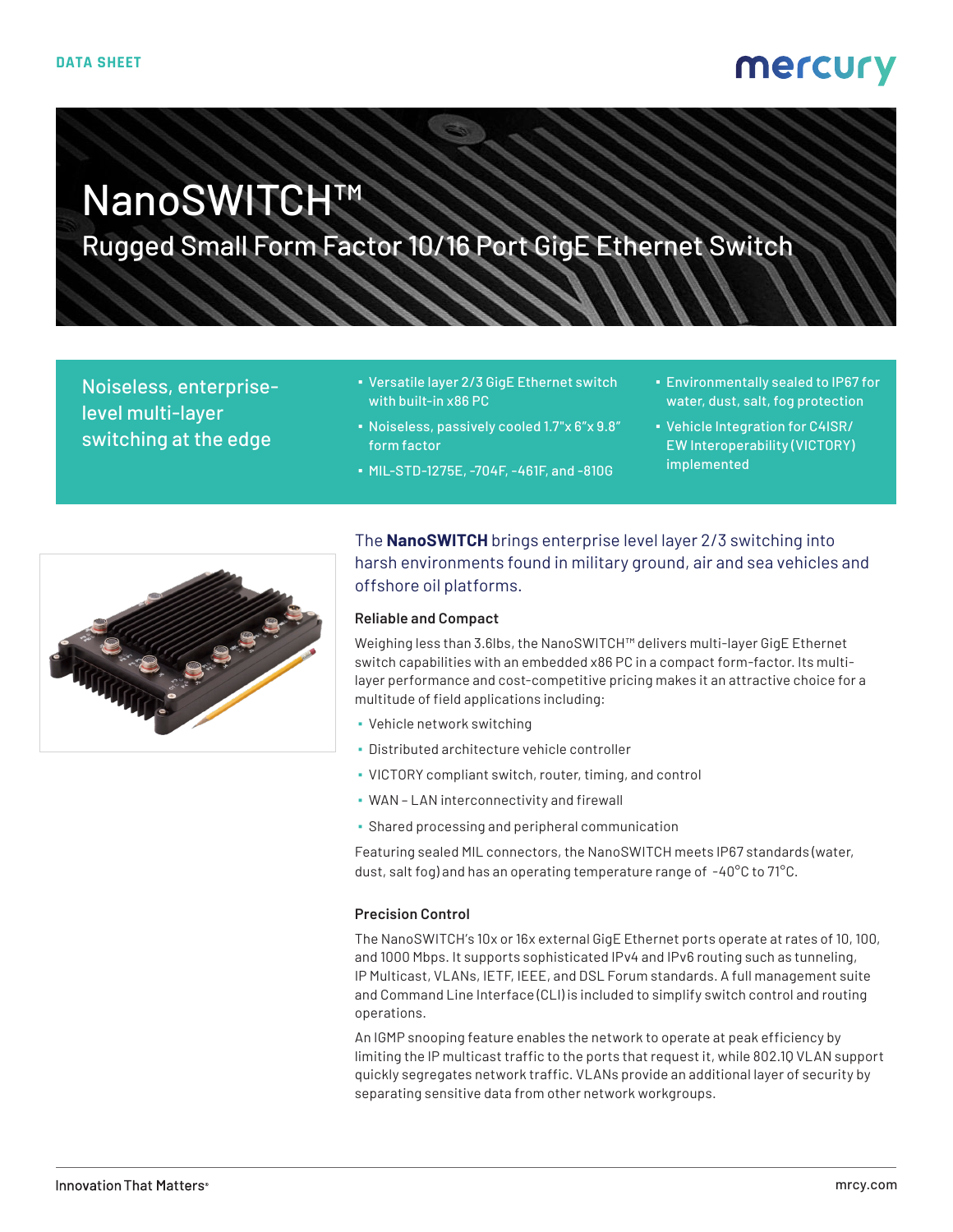DATA SHEET

# NanoSWITCH™

## Rugged Small Form Factor 10/16 Port GigE Ethernet Switch

**Noiseless, enterprise-level multi-layer switching at the edge**

- Versatile layer 2/3 GigE Ethernet switch with built-in x86 PC
- Noiseless, passively cooled 1.7"x 6"x 9.8" form factor
- MIL-STD-1275E, -704F, -461F, and -810G
- Environmentally sealed to IP67 for water, dust, salt, fog protection
- Vehicle Integration for C4ISR/ EW Interoperability (VICTORY) implemented

The **NanoSWITCH** brings enterprise level layer 2/3 switching into harsh environments found in military ground, air and sea vehicles and offshore oil platforms.

### Reliable and Compact

Weighing less than 3.6lbs, the NanoSWITCH™ delivers multi-layer GigE Ethernet switch capabilities with an embedded x86 PC in a compact form-factor. Its multi-layer performance and cost-competitive pricing makes it an attractive choice for a multitude of field applications including:

- Vehicle network switching
- Distributed architecture vehicle controller
- VICTORY compliant switch, router, timing, and control
- WAN – LAN interconnectivity and firewall
- Shared processing and peripheral communication

Featuring sealed MIL connectors, the NanoSWITCH meets IP67 standards (water, dust, salt fog) and has an operating temperature range of -40°C to 71°C.

### Precision Control

The NanoSWITCH's 10x or 16x external GigE Ethernet ports operate at rates of 10, 100, and 1000 Mbps. It supports sophisticated IPv4 and IPv6 routing such as tunneling, IP Multicast, VLANs, IETF, IEEE, and DSL Forum standards. A full management suite and Command Line Interface (CLI) is included to simplify switch control and routing operations.

An IGMP snooping feature enables the network to operate at peak efficiency by limiting the IP multicast traffic to the ports that request it, while 802.1Q VLAN support quickly segregates network traffic. VLANs provide an additional layer of security by separating sensitive data from other network workgroups.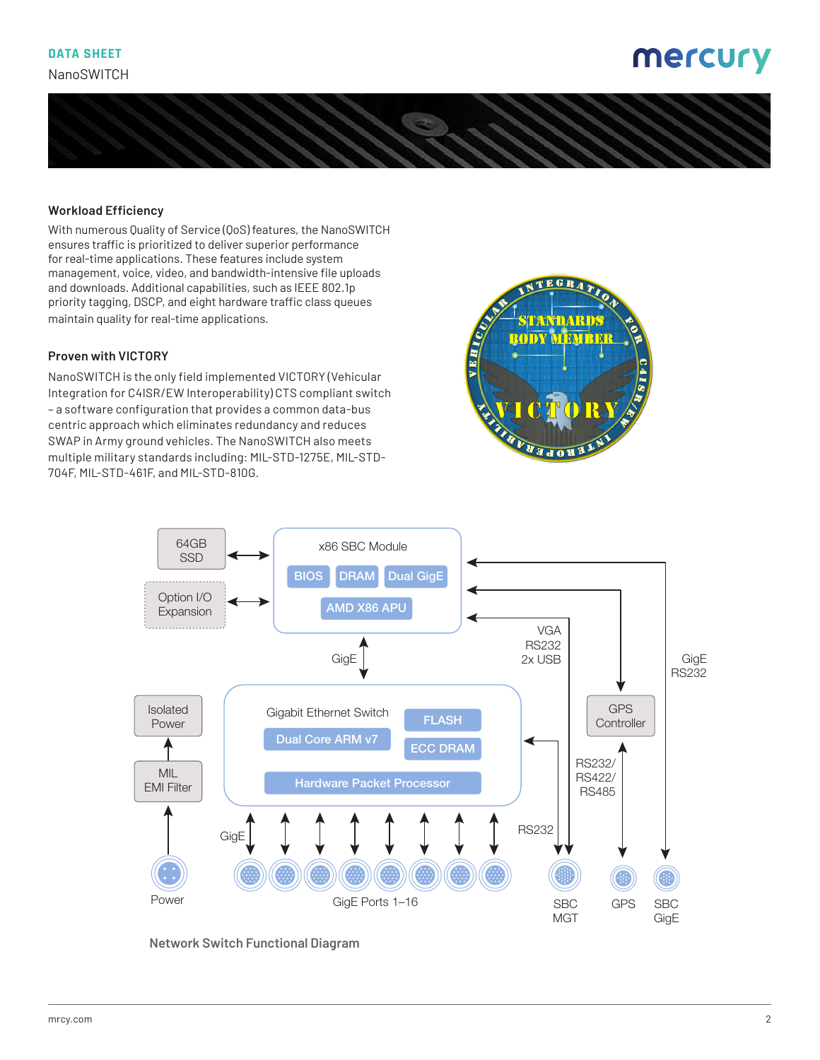## Workload Efficiency

With numerous Quality of Service (QoS) features, the NanoSWITCH ensures traffic is prioritized to deliver superior performance for real-time applications. These features include system management, voice, video, and bandwidth-intensive file uploads and downloads. Additional capabilities, such as IEEE 802.1p priority tagging, DSCP, and eight hardware traffic class queues maintain quality for real-time applications.

## Proven with VICTORY

NanoSWITCH is the only field implemented VICTORY (Vehicular Integration for C4ISR/EW Interoperability) CTS compliant switch – a software configuration that provides a common data-bus centric approach which eliminates redundancy and reduces SWAP in Army ground vehicles. The NanoSWITCH also meets multiple military standards including: MIL-STD-1275E, MIL-STD-704F, MIL-STD-461F, and MIL-STD-810G.

Network Switch Functional Diagram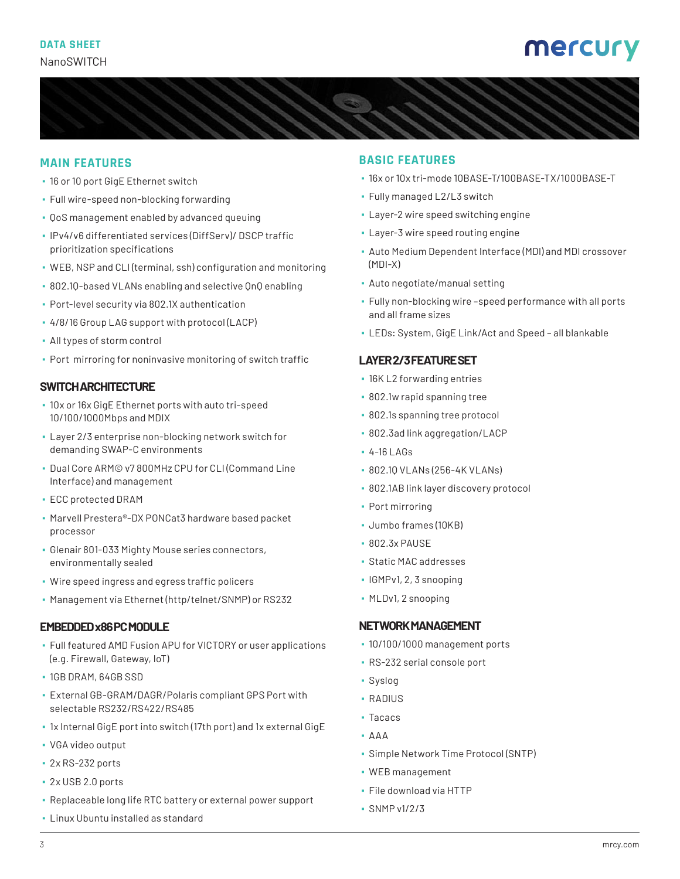## MAIN FEATURES

- 16 or 10 port GigE Ethernet switch
- Full wire-speed non-blocking forwarding
- QoS management enabled by advanced queuing
- IPv4/v6 differentiated services (DiffServ)/ DSCP traffic prioritization specifications
- WEB, NSP and CLI (terminal, ssh) configuration and monitoring
- 802.1Q-based VLANs enabling and selective QnQ enabling
- Port-level security via 802.1X authentication
- 4/8/16 Group LAG support with protocol (LACP)
- All types of storm control
- Port mirroring for noninvasive monitoring of switch traffic

### SWITCH ARCHITECTURE

- 10x or 16x GigE Ethernet ports with auto tri-speed 10/100/1000Mbps and MDIX
- Layer 2/3 enterprise non-blocking network switch for demanding SWAP-C environments
- Dual Core ARM© v7 800MHz CPU for CLI (Command Line Interface) and management
- ECC protected DRAM
- Marvell Prestera®-DX PONCat3 hardware based packet processor
- Glenair 801-033 Mighty Mouse series connectors, environmentally sealed
- Wire speed ingress and egress traffic policers
- Management via Ethernet (http/telnet/SNMP) or RS232

### EMBEDDED x86 PC MODULE

- Full featured AMD Fusion APU for VICTORY or user applications (e.g. Firewall, Gateway, IoT)
- 1GB DRAM, 64GB SSD
- External GB-GRAM/DAGR/Polaris compliant GPS Port with selectable RS232/RS422/RS485
- 1x Internal GigE port into switch (17th port) and 1x external GigE
- VGA video output
- 2x RS-232 ports
- 2x USB 2.0 ports
- Replaceable long life RTC battery or external power support
- Linux Ubuntu installed as standard

## BASIC FEATURES

- 16x or 10x tri-mode 10BASE-T/100BASE-TX/1000BASE-T
- Fully managed L2/L3 switch
- Layer-2 wire speed switching engine
- Layer-3 wire speed routing engine
- Auto Medium Dependent Interface (MDI) and MDI crossover (MDI-X)
- Auto negotiate/manual setting
- Fully non-blocking wire –speed performance with all ports and all frame sizes
- LEDs: System, GigE Link/Act and Speed – all blankable

### LAYER 2/3 FEATURE SET

- 16K L2 forwarding entries
- 802.1w rapid spanning tree
- 802.1s spanning tree protocol
- 802.3ad link aggregation/LACP
- 4-16 LAGs
- 802.1Q VLANs (256-4K VLANs)
- 802.1AB link layer discovery protocol
- Port mirroring
- Jumbo frames (10KB)
- 802.3x PAUSE
- Static MAC addresses
- IGMPv1, 2, 3 snooping
- MLDv1, 2 snooping

### NETWORK MANAGEMENT

- 10/100/1000 management ports
- RS-232 serial console port
- Syslog
- RADIUS
- Tacacs
- AAA
- Simple Network Time Protocol (SNTP)
- WEB management
- File download via HTTP
- SNMP v1/2/3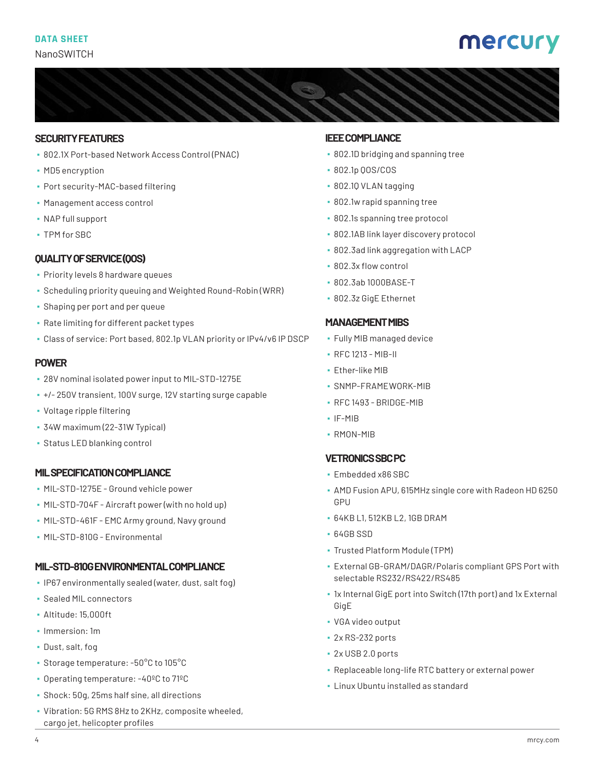## SECURITY FEATURES

- 802.1X Port-based Network Access Control (PNAC)
- MD5 encryption
- Port security-MAC-based filtering
- Management access control
- NAP full support
- TPM for SBC

## QUALITY OF SERVICE (QOS)

- Priority levels 8 hardware queues
- Scheduling priority queuing and Weighted Round-Robin (WRR)
- Shaping per port and per queue
- Rate limiting for different packet types
- Class of service: Port based, 802.1p VLAN priority or IPv4/v6 IP DSCP

## POWER

- 28V nominal isolated power input to MIL-STD-1275E
- +/- 250V transient, 100V surge, 12V starting surge capable
- Voltage ripple filtering
- 34W maximum (22-31W Typical)
- Status LED blanking control

## MIL SPECIFICATION COMPLIANCE

- MIL-STD-1275E - Ground vehicle power
- MIL-STD-704F - Aircraft power (with no hold up)
- MIL-STD-461F - EMC Army ground, Navy ground
- MIL-STD-810G - Environmental

## MIL-STD-810G ENVIRONMENTAL COMPLIANCE

- IP67 environmentally sealed (water, dust, salt fog)
- Sealed MIL connectors
- Altitude: 15,000ft
- Immersion: 1m
- Dust, salt, fog
- Storage temperature: -50°C to 105°C
- Operating temperature: -40ºC to 71ºC
- Shock: 50g, 25ms half sine, all directions
- Vibration: 5G RMS 8Hz to 2KHz, composite wheeled, cargo jet, helicopter profiles

## IEEE COMPLIANCE

- 802.1D bridging and spanning tree
- 802.1p QOS/COS
- 802.1Q VLAN tagging
- 802.1w rapid spanning tree
- 802.1s spanning tree protocol
- 802.1AB link layer discovery protocol
- 802.3ad link aggregation with LACP
- 802.3x flow control
- 802.3ab 1000BASE-T
- 802.3z GigE Ethernet

## MANAGEMENT MIBS

- Fully MIB managed device
- RFC 1213 - MIB-II
- Ether-like MIB
- SNMP-FRAMEWORK-MIB
- RFC 1493 - BRIDGE-MIB
- IF-MIB
- RMON-MIB

## VETRONICS SBC PC

- Embedded x86 SBC
- AMD Fusion APU, 615MHz single core with Radeon HD 6250 GPU
- 64KB L1, 512KB L2, 1GB DRAM
- 64GB SSD
- Trusted Platform Module (TPM)
- External GB-GRAM/DAGR/Polaris compliant GPS Port with selectable RS232/RS422/RS485
- 1x Internal GigE port into Switch (17th port) and 1x External GigE
- VGA video output
- 2x RS-232 ports
- 2x USB 2.0 ports
- Replaceable long-life RTC battery or external power
- Linux Ubuntu installed as standard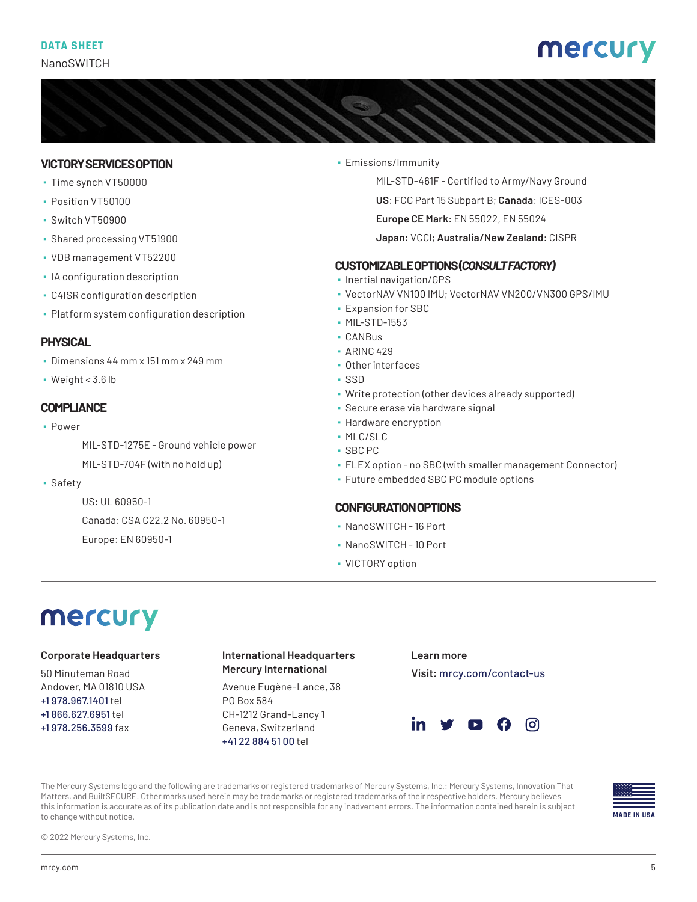## VICTORY SERVICES OPTION

- Time synch VT50000
- Position VT50100
- Switch VT50900
- Shared processing VT51900
- VDB management VT52200
- IA configuration description
- C4ISR configuration description
- Platform system configuration description

## PHYSICAL

- Dimensions 44 mm x 151 mm x 249 mm
- Weight < 3.6 lb

## COMPLIANCE

- Power
  - MIL-STD-1275E - Ground vehicle power
  - MIL-STD-704F (with no hold up)
- Safety
  - US: UL 60950-1
  - Canada: CSA C22.2 No. 60950-1
  - Europe: EN 60950-1
- Emissions/Immunity
  - MIL-STD-461F - Certified to Army/Navy Ground
  - **US**: FCC Part 15 Subpart B; **Canada**: ICES-003
  - **Europe CE Mark**: EN 55022, EN 55024
  - **Japan:** VCCI; **Australia/New Zealand**: CISPR

## CUSTOMIZABLE OPTIONS (*CONSULT FACTORY*)

- Inertial navigation/GPS
- VectorNAV VN100 IMU; VectorNAV VN200/VN300 GPS/IMU
- Expansion for SBC
- MIL-STD-1553
- CANBus
- ARINC 429
- Other interfaces
- SSD
- Write protection (other devices already supported)
- Secure erase via hardware signal
- Hardware encryption
- MLC/SLC
- SBC PC
- FLEX option - no SBC (with smaller management Connector)
- Future embedded SBC PC module options

## CONFIGURATION OPTIONS

- NanoSWITCH - 16 Port
- NanoSWITCH - 10 Port
- VICTORY option

---

**Corporate Headquarters**

50 Minuteman Road
Andover, MA 01810 USA
+1 978.967.1401 tel
+1 866.627.6951 tel
+1 978.256.3599 fax

**International Headquarters**
**Mercury International**

Avenue Eugène-Lance, 38
PO Box 584
CH-1212 Grand-Lancy 1
Geneva, Switzerland
+41 22 884 51 00 tel

**Learn more**

**Visit:** mrcy.com/contact-us

The Mercury Systems logo and the following are trademarks or registered trademarks of Mercury Systems, Inc.: Mercury Systems, Innovation That Matters, and BuiltSECURE. Other marks used herein may be trademarks or registered trademarks of their respective holders. Mercury believes this information is accurate as of its publication date and is not responsible for any inadvertent errors. The information contained herein is subject to change without notice.

MADE IN USA

© 2022 Mercury Systems, Inc.